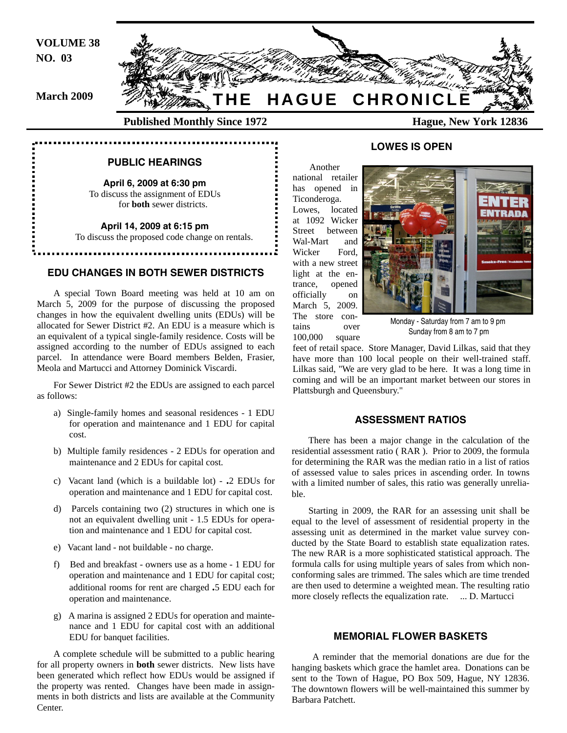VOLUME 38
NO. 03

March 2009

# THE HAGUE CHRONICLE

**Published Monthly Since 1972** **Hague, New York 12836**

## PUBLIC HEARINGS

**April 6, 2009 at 6:30 pm**
To discuss the assignment of EDUs for **both** sewer districts.

**April 14, 2009 at 6:15 pm**
To discuss the proposed code change on rentals.

## EDU CHANGES IN BOTH SEWER DISTRICTS

A special Town Board meeting was held at 10 am on March 5, 2009 for the purpose of discussing the proposed changes in how the equivalent dwelling units (EDUs) will be allocated for Sewer District #2. An EDU is a measure which is an equivalent of a typical single-family residence. Costs will be assigned according to the number of EDUs assigned to each parcel. In attendance were Board members Belden, Frasier, Meola and Martucci and Attorney Dominick Viscardi.

For Sewer District #2 the EDUs are assigned to each parcel as follows:

a) Single-family homes and seasonal residences - 1 EDU for operation and maintenance and 1 EDU for capital cost.

b) Multiple family residences - 2 EDUs for operation and maintenance and 2 EDUs for capital cost.

c) Vacant land (which is a buildable lot) - **.**2 EDUs for operation and maintenance and 1 EDU for capital cost.

d) Parcels containing two (2) structures in which one is not an equivalent dwelling unit - 1.5 EDUs for operation and maintenance and 1 EDU for capital cost.

e) Vacant land - not buildable - no charge.

f) Bed and breakfast - owners use as a home - 1 EDU for operation and maintenance and 1 EDU for capital cost; additional rooms for rent are charged **.**5 EDU each for operation and maintenance.

g) A marina is assigned 2 EDUs for operation and maintenance and 1 EDU for capital cost with an additional EDU for banquet facilities.

A complete schedule will be submitted to a public hearing for all property owners in **both** sewer districts. New lists have been generated which reflect how EDUs would be assigned if the property was rented. Changes have been made in assignments in both districts and lists are available at the Community Center.

## LOWES IS OPEN

Another national retailer has opened in Ticonderoga. Lowes, located at 1092 Wicker Street between Wal-Mart and Wicker Ford, with a new street light at the entrance, opened officially on March 5, 2009. The store contains over 100,000 square feet of retail space. Store Manager, David Lilkas, said that they have more than 100 local people on their well-trained staff. Lilkas said, "We are very glad to be here. It was a long time in coming and will be an important market between our stores in Plattsburgh and Queensbury."

Monday - Saturday from 7 am to 9 pm
Sunday from 8 am to 7 pm

## ASSESSMENT RATIOS

There has been a major change in the calculation of the residential assessment ratio ( RAR ). Prior to 2009, the formula for determining the RAR was the median ratio in a list of ratios of assessed value to sales prices in ascending order. In towns with a limited number of sales, this ratio was generally unreliable.

Starting in 2009, the RAR for an assessing unit shall be equal to the level of assessment of residential property in the assessing unit as determined in the market value survey conducted by the State Board to establish state equalization rates. The new RAR is a more sophisticated statistical approach. The formula calls for using multiple years of sales from which nonconforming sales are trimmed. The sales which are time trended are then used to determine a weighted mean. The resulting ratio more closely reflects the equalization rate. ... D. Martucci

## MEMORIAL FLOWER BASKETS

A reminder that the memorial donations are due for the hanging baskets which grace the hamlet area. Donations can be sent to the Town of Hague, PO Box 509, Hague, NY 12836. The downtown flowers will be well-maintained this summer by Barbara Patchett.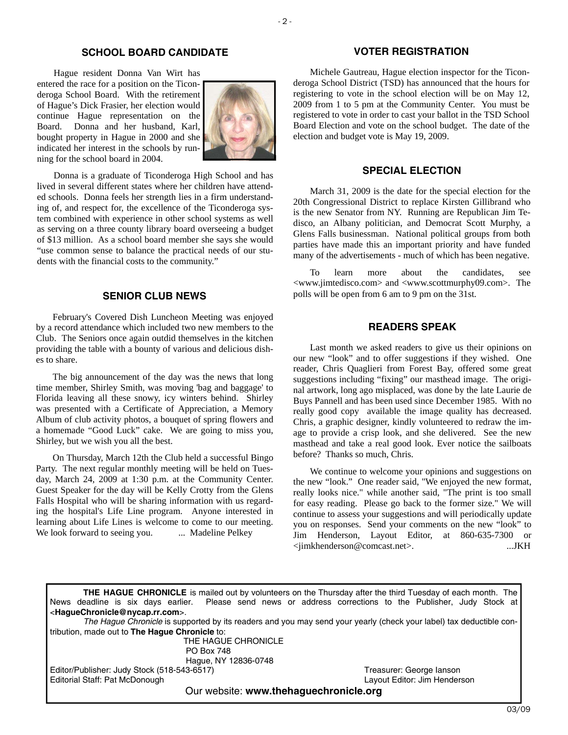## SCHOOL BOARD CANDIDATE

Hague resident Donna Van Wirt has entered the race for a position on the Ticonderoga School Board. With the retirement of Hague's Dick Frasier, her election would continue Hague representation on the Board. Donna and her husband, Karl, bought property in Hague in 2000 and she indicated her interest in the schools by running for the school board in 2004.

Donna is a graduate of Ticonderoga High School and has lived in several different states where her children have attended schools. Donna feels her strength lies in a firm understanding of, and respect for, the excellence of the Ticonderoga system combined with experience in other school systems as well as serving on a three county library board overseeing a budget of $13 million. As a school board member she says she would "use common sense to balance the practical needs of our students with the financial costs to the community."

## SENIOR CLUB NEWS

February's Covered Dish Luncheon Meeting was enjoyed by a record attendance which included two new members to the Club. The Seniors once again outdid themselves in the kitchen providing the table with a bounty of various and delicious dishes to share.

The big announcement of the day was the news that long time member, Shirley Smith, was moving 'bag and baggage' to Florida leaving all these snowy, icy winters behind. Shirley was presented with a Certificate of Appreciation, a Memory Album of club activity photos, a bouquet of spring flowers and a homemade "Good Luck" cake. We are going to miss you, Shirley, but we wish you all the best.

On Thursday, March 12th the Club held a successful Bingo Party. The next regular monthly meeting will be held on Tuesday, March 24, 2009 at 1:30 p.m. at the Community Center. Guest Speaker for the day will be Kelly Crotty from the Glens Falls Hospital who will be sharing information with us regarding the hospital's Life Line program. Anyone interested in learning about Life Lines is welcome to come to our meeting. We look forward to seeing you. ... Madeline Pelkey

## VOTER REGISTRATION

Michele Gautreau, Hague election inspector for the Ticonderoga School District (TSD) has announced that the hours for registering to vote in the school election will be on May 12, 2009 from 1 to 5 pm at the Community Center. You must be registered to vote in order to cast your ballot in the TSD School Board Election and vote on the school budget. The date of the election and budget vote is May 19, 2009.

## SPECIAL ELECTION

March 31, 2009 is the date for the special election for the 20th Congressional District to replace Kirsten Gillibrand who is the new Senator from NY. Running are Republican Jim Tedisco, an Albany politician, and Democrat Scott Murphy, a Glens Falls businessman. National political groups from both parties have made this an important priority and have funded many of the advertisements - much of which has been negative.

To learn more about the candidates, see <www.jimtedisco.com> and <www.scottmurphy09.com>. The polls will be open from 6 am to 9 pm on the 31st.

## READERS SPEAK

Last month we asked readers to give us their opinions on our new "look" and to offer suggestions if they wished. One reader, Chris Quaglieri from Forest Bay, offered some great suggestions including "fixing" our masthead image. The original artwork, long ago misplaced, was done by the late Laurie de Buys Pannell and has been used since December 1985. With no really good copy available the image quality has decreased. Chris, a graphic designer, kindly volunteered to redraw the image to provide a crisp look, and she delivered. See the new masthead and take a real good look. Ever notice the sailboats before? Thanks so much, Chris.

We continue to welcome your opinions and suggestions on the new "look." One reader said, "We enjoyed the new format, really looks nice." while another said, "The print is too small for easy reading. Please go back to the former size." We will continue to assess your suggestions and will periodically update you on responses. Send your comments on the new "look" to Jim Henderson, Layout Editor, at 860-635-7300 or <jimkhenderson@comcast.net>. ...JKH

---

**THE HAGUE CHRONICLE** is mailed out by volunteers on the Thursday after the third Tuesday of each month. The News deadline is six days earlier. Please send news or address corrections to the Publisher, Judy Stock at <**HagueChronicle@nycap.rr.com**>.

*The Hague Chronicle* is supported by its readers and you may send your yearly (check your label) tax deductible contribution, made out to **The Hague Chronicle** to:

THE HAGUE CHRONICLE
PO Box 748
Hague, NY 12836-0748

Editor/Publisher: Judy Stock (518-543-6517) — Treasurer: George Ianson
Editorial Staff: Pat McDonough — Layout Editor: Jim Henderson

Our website: **www.thehaguechronicle.org**

03/09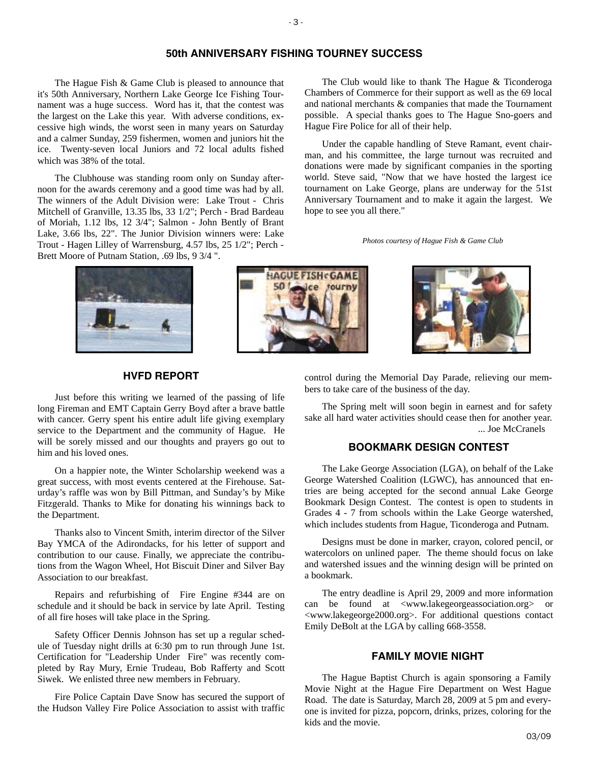## 50th ANNIVERSARY FISHING TOURNEY SUCCESS

The Hague Fish & Game Club is pleased to announce that it's 50th Anniversary, Northern Lake George Ice Fishing Tournament was a huge success. Word has it, that the contest was the largest on the Lake this year. With adverse conditions, excessive high winds, the worst seen in many years on Saturday and a calmer Sunday, 259 fishermen, women and juniors hit the ice. Twenty-seven local Juniors and 72 local adults fished which was 38% of the total.

The Clubhouse was standing room only on Sunday afternoon for the awards ceremony and a good time was had by all. The winners of the Adult Division were: Lake Trout - Chris Mitchell of Granville, 13.35 lbs, 33 1/2"; Perch - Brad Bardeau of Moriah, 1.12 lbs, 12 3/4"; Salmon - John Bently of Brant Lake, 3.66 lbs, 22". The Junior Division winners were: Lake Trout - Hagen Lilley of Warrensburg, 4.57 lbs, 25 1/2"; Perch - Brett Moore of Putnam Station, .69 lbs, 9 3/4 ".

The Club would like to thank The Hague & Ticonderoga Chambers of Commerce for their support as well as the 69 local and national merchants & companies that made the Tournament possible. A special thanks goes to The Hague Sno-goers and Hague Fire Police for all of their help.

Under the capable handling of Steve Ramant, event chairman, and his committee, the large turnout was recruited and donations were made by significant companies in the sporting world. Steve said, "Now that we have hosted the largest ice tournament on Lake George, plans are underway for the 51st Anniversary Tournament and to make it again the largest. We hope to see you all there."

*Photos courtesy of Hague Fish & Game Club*

## HVFD REPORT

Just before this writing we learned of the passing of life long Fireman and EMT Captain Gerry Boyd after a brave battle with cancer. Gerry spent his entire adult life giving exemplary service to the Department and the community of Hague. He will be sorely missed and our thoughts and prayers go out to him and his loved ones.

On a happier note, the Winter Scholarship weekend was a great success, with most events centered at the Firehouse. Saturday's raffle was won by Bill Pittman, and Sunday's by Mike Fitzgerald. Thanks to Mike for donating his winnings back to the Department.

Thanks also to Vincent Smith, interim director of the Silver Bay YMCA of the Adirondacks, for his letter of support and contribution to our cause. Finally, we appreciate the contributions from the Wagon Wheel, Hot Biscuit Diner and Silver Bay Association to our breakfast.

Repairs and refurbishing of Fire Engine #344 are on schedule and it should be back in service by late April. Testing of all fire hoses will take place in the Spring.

Safety Officer Dennis Johnson has set up a regular schedule of Tuesday night drills at 6:30 pm to run through June 1st. Certification for "Leadership Under Fire" was recently completed by Ray Mury, Ernie Trudeau, Bob Rafferty and Scott Siwek. We enlisted three new members in February.

Fire Police Captain Dave Snow has secured the support of the Hudson Valley Fire Police Association to assist with traffic control during the Memorial Day Parade, relieving our members to take care of the business of the day.

The Spring melt will soon begin in earnest and for safety sake all hard water activities should cease then for another year.

... Joe McCranels

## BOOKMARK DESIGN CONTEST

The Lake George Association (LGA), on behalf of the Lake George Watershed Coalition (LGWC), has announced that entries are being accepted for the second annual Lake George Bookmark Design Contest. The contest is open to students in Grades 4 - 7 from schools within the Lake George watershed, which includes students from Hague, Ticonderoga and Putnam.

Designs must be done in marker, crayon, colored pencil, or watercolors on unlined paper. The theme should focus on lake and watershed issues and the winning design will be printed on a bookmark.

The entry deadline is April 29, 2009 and more information can be found at <www.lakegeorgeassociation.org> or <www.lakegeorge2000.org>. For additional questions contact Emily DeBolt at the LGA by calling 668-3558.

## FAMILY MOVIE NIGHT

The Hague Baptist Church is again sponsoring a Family Movie Night at the Hague Fire Department on West Hague Road. The date is Saturday, March 28, 2009 at 5 pm and everyone is invited for pizza, popcorn, drinks, prizes, coloring for the kids and the movie.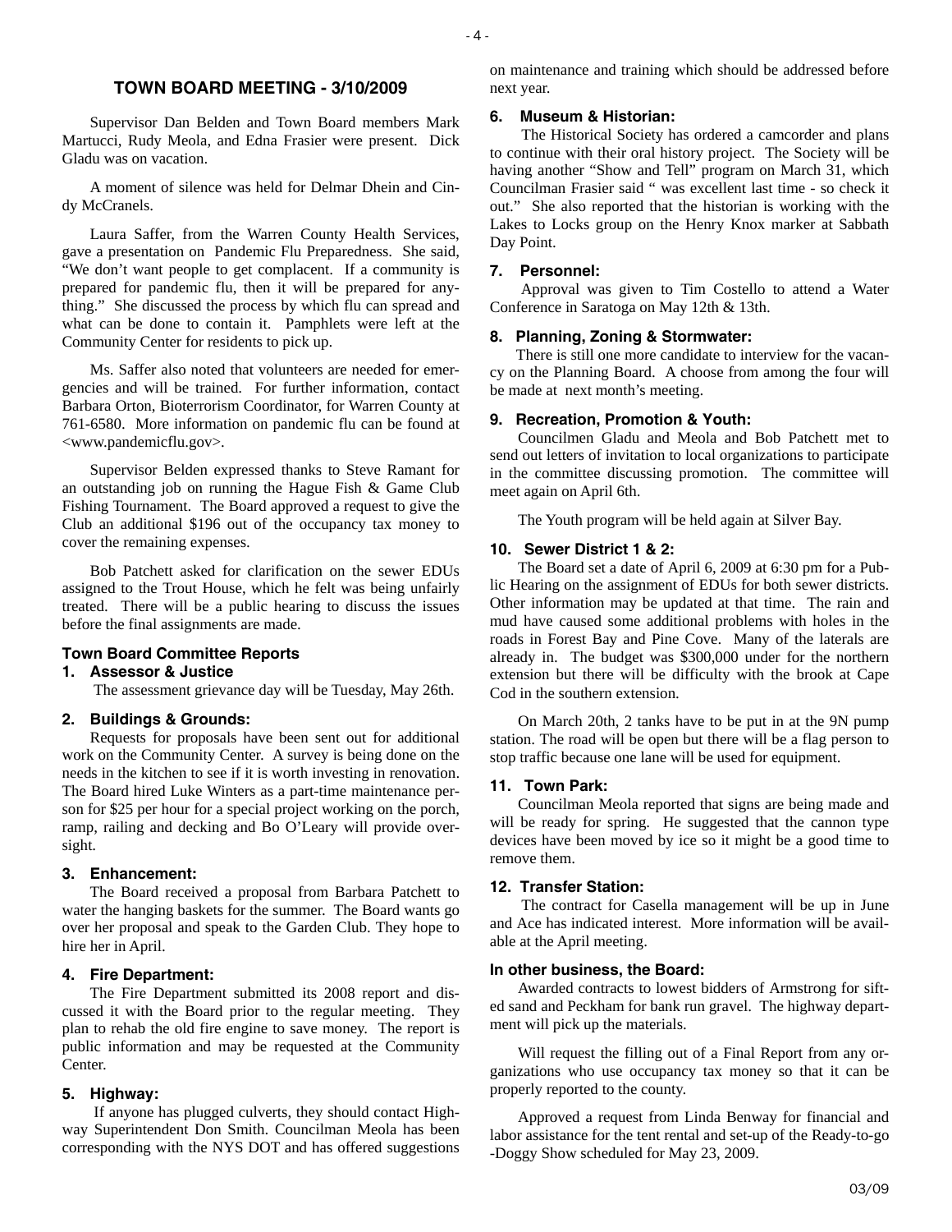## TOWN BOARD MEETING - 3/10/2009

Supervisor Dan Belden and Town Board members Mark Martucci, Rudy Meola, and Edna Frasier were present. Dick Gladu was on vacation.

A moment of silence was held for Delmar Dhein and Cindy McCranels.

Laura Saffer, from the Warren County Health Services, gave a presentation on Pandemic Flu Preparedness. She said, "We don't want people to get complacent. If a community is prepared for pandemic flu, then it will be prepared for anything." She discussed the process by which flu can spread and what can be done to contain it. Pamphlets were left at the Community Center for residents to pick up.

Ms. Saffer also noted that volunteers are needed for emergencies and will be trained. For further information, contact Barbara Orton, Bioterrorism Coordinator, for Warren County at 761-6580. More information on pandemic flu can be found at <www.pandemicflu.gov>.

Supervisor Belden expressed thanks to Steve Ramant for an outstanding job on running the Hague Fish & Game Club Fishing Tournament. The Board approved a request to give the Club an additional $196 out of the occupancy tax money to cover the remaining expenses.

Bob Patchett asked for clarification on the sewer EDUs assigned to the Trout House, which he felt was being unfairly treated. There will be a public hearing to discuss the issues before the final assignments are made.

### Town Board Committee Reports

**1. Assessor & Justice**

The assessment grievance day will be Tuesday, May 26th.

**2. Buildings & Grounds:**

Requests for proposals have been sent out for additional work on the Community Center. A survey is being done on the needs in the kitchen to see if it is worth investing in renovation. The Board hired Luke Winters as a part-time maintenance person for $25 per hour for a special project working on the porch, ramp, railing and decking and Bo O'Leary will provide oversight.

**3. Enhancement:**

The Board received a proposal from Barbara Patchett to water the hanging baskets for the summer. The Board wants go over her proposal and speak to the Garden Club. They hope to hire her in April.

**4. Fire Department:**

The Fire Department submitted its 2008 report and discussed it with the Board prior to the regular meeting. They plan to rehab the old fire engine to save money. The report is public information and may be requested at the Community Center.

**5. Highway:**

If anyone has plugged culverts, they should contact Highway Superintendent Don Smith. Councilman Meola has been corresponding with the NYS DOT and has offered suggestions on maintenance and training which should be addressed before next year.

**6. Museum & Historian:**

The Historical Society has ordered a camcorder and plans to continue with their oral history project. The Society will be having another "Show and Tell" program on March 31, which Councilman Frasier said " was excellent last time - so check it out." She also reported that the historian is working with the Lakes to Locks group on the Henry Knox marker at Sabbath Day Point.

**7. Personnel:**

Approval was given to Tim Costello to attend a Water Conference in Saratoga on May 12th & 13th.

**8. Planning, Zoning & Stormwater:**

There is still one more candidate to interview for the vacancy on the Planning Board. A choose from among the four will be made at next month's meeting.

**9. Recreation, Promotion & Youth:**

Councilmen Gladu and Meola and Bob Patchett met to send out letters of invitation to local organizations to participate in the committee discussing promotion. The committee will meet again on April 6th.

The Youth program will be held again at Silver Bay.

**10. Sewer District 1 & 2:**

The Board set a date of April 6, 2009 at 6:30 pm for a Public Hearing on the assignment of EDUs for both sewer districts. Other information may be updated at that time. The rain and mud have caused some additional problems with holes in the roads in Forest Bay and Pine Cove. Many of the laterals are already in. The budget was $300,000 under for the northern extension but there will be difficulty with the brook at Cape Cod in the southern extension.

On March 20th, 2 tanks have to be put in at the 9N pump station. The road will be open but there will be a flag person to stop traffic because one lane will be used for equipment.

**11. Town Park:**

Councilman Meola reported that signs are being made and will be ready for spring. He suggested that the cannon type devices have been moved by ice so it might be a good time to remove them.

**12. Transfer Station:**

The contract for Casella management will be up in June and Ace has indicated interest. More information will be available at the April meeting.

**In other business, the Board:**

Awarded contracts to lowest bidders of Armstrong for sifted sand and Peckham for bank run gravel. The highway department will pick up the materials.

Will request the filling out of a Final Report from any organizations who use occupancy tax money so that it can be properly reported to the county.

Approved a request from Linda Benway for financial and labor assistance for the tent rental and set-up of the Ready-to-go -Doggy Show scheduled for May 23, 2009.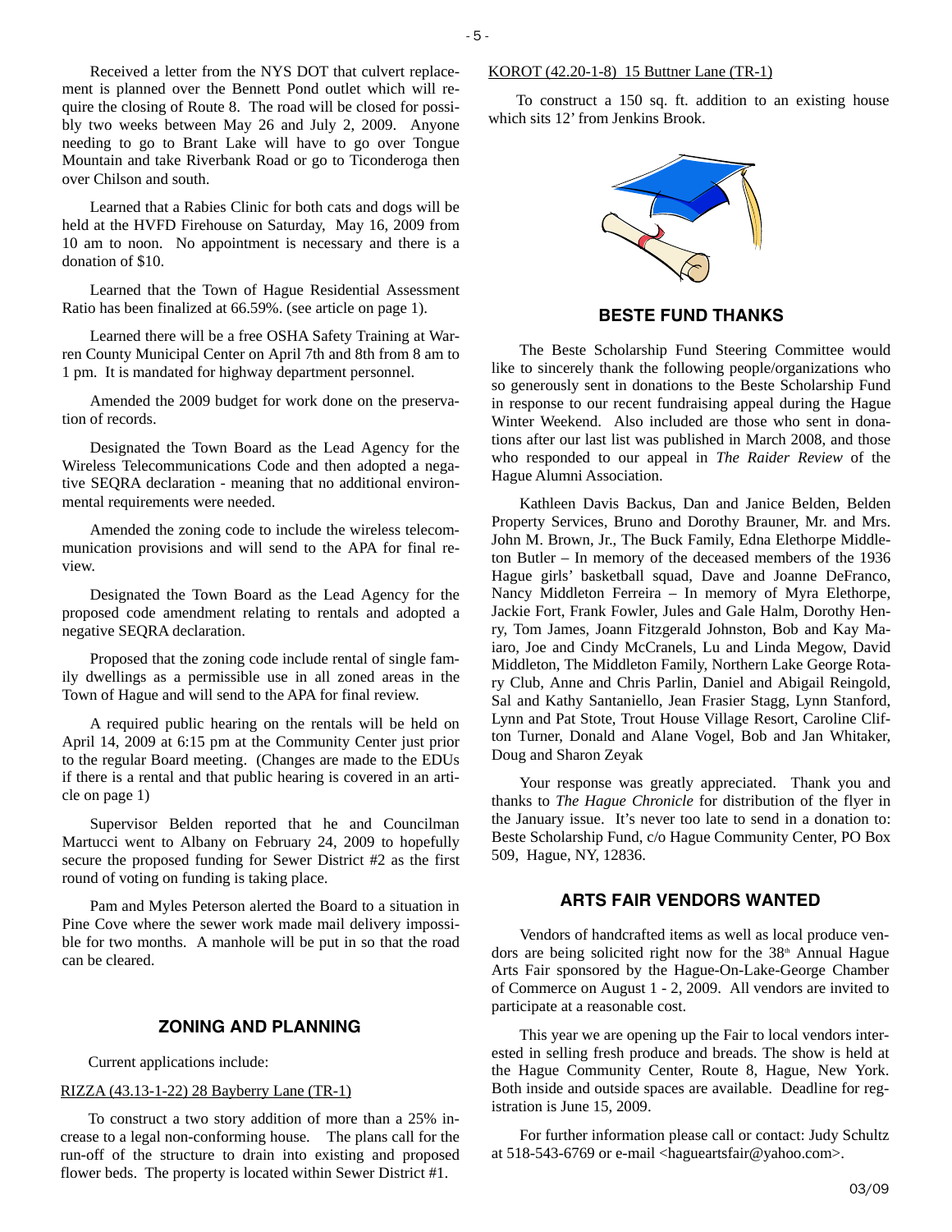Received a letter from the NYS DOT that culvert replacement is planned over the Bennett Pond outlet which will require the closing of Route 8. The road will be closed for possibly two weeks between May 26 and July 2, 2009. Anyone needing to go to Brant Lake will have to go over Tongue Mountain and take Riverbank Road or go to Ticonderoga then over Chilson and south.

Learned that a Rabies Clinic for both cats and dogs will be held at the HVFD Firehouse on Saturday, May 16, 2009 from 10 am to noon. No appointment is necessary and there is a donation of $10.

Learned that the Town of Hague Residential Assessment Ratio has been finalized at 66.59%. (see article on page 1).

Learned there will be a free OSHA Safety Training at Warren County Municipal Center on April 7th and 8th from 8 am to 1 pm. It is mandated for highway department personnel.

Amended the 2009 budget for work done on the preservation of records.

Designated the Town Board as the Lead Agency for the Wireless Telecommunications Code and then adopted a negative SEQRA declaration - meaning that no additional environmental requirements were needed.

Amended the zoning code to include the wireless telecommunication provisions and will send to the APA for final review.

Designated the Town Board as the Lead Agency for the proposed code amendment relating to rentals and adopted a negative SEQRA declaration.

Proposed that the zoning code include rental of single family dwellings as a permissible use in all zoned areas in the Town of Hague and will send to the APA for final review.

A required public hearing on the rentals will be held on April 14, 2009 at 6:15 pm at the Community Center just prior to the regular Board meeting. (Changes are made to the EDUs if there is a rental and that public hearing is covered in an article on page 1)

Supervisor Belden reported that he and Councilman Martucci went to Albany on February 24, 2009 to hopefully secure the proposed funding for Sewer District #2 as the first round of voting on funding is taking place.

Pam and Myles Peterson alerted the Board to a situation in Pine Cove where the sewer work made mail delivery impossible for two months. A manhole will be put in so that the road can be cleared.

## ZONING AND PLANNING

Current applications include:

RIZZA (43.13-1-22) 28 Bayberry Lane (TR-1)

To construct a two story addition of more than a 25% increase to a legal non-conforming house. The plans call for the run-off of the structure to drain into existing and proposed flower beds. The property is located within Sewer District #1.

KOROT (42.20-1-8) 15 Buttner Lane (TR-1)

To construct a 150 sq. ft. addition to an existing house which sits 12' from Jenkins Brook.

## BESTE FUND THANKS

The Beste Scholarship Fund Steering Committee would like to sincerely thank the following people/organizations who so generously sent in donations to the Beste Scholarship Fund in response to our recent fundraising appeal during the Hague Winter Weekend. Also included are those who sent in donations after our last list was published in March 2008, and those who responded to our appeal in *The Raider Review* of the Hague Alumni Association.

Kathleen Davis Backus, Dan and Janice Belden, Belden Property Services, Bruno and Dorothy Brauner, Mr. and Mrs. John M. Brown, Jr., The Buck Family, Edna Elethorpe Middleton Butler – In memory of the deceased members of the 1936 Hague girls' basketball squad, Dave and Joanne DeFranco, Nancy Middleton Ferreira – In memory of Myra Elethorpe, Jackie Fort, Frank Fowler, Jules and Gale Halm, Dorothy Henry, Tom James, Joann Fitzgerald Johnston, Bob and Kay Maiaro, Joe and Cindy McCranels, Lu and Linda Megow, David Middleton, The Middleton Family, Northern Lake George Rotary Club, Anne and Chris Parlin, Daniel and Abigail Reingold, Sal and Kathy Santaniello, Jean Frasier Stagg, Lynn Stanford, Lynn and Pat Stote, Trout House Village Resort, Caroline Clifton Turner, Donald and Alane Vogel, Bob and Jan Whitaker, Doug and Sharon Zeyak

Your response was greatly appreciated. Thank you and thanks to *The Hague Chronicle* for distribution of the flyer in the January issue. It's never too late to send in a donation to: Beste Scholarship Fund, c/o Hague Community Center, PO Box 509, Hague, NY, 12836.

## ARTS FAIR VENDORS WANTED

Vendors of handcrafted items as well as local produce vendors are being solicited right now for the 38th Annual Hague Arts Fair sponsored by the Hague-On-Lake-George Chamber of Commerce on August 1 - 2, 2009. All vendors are invited to participate at a reasonable cost.

This year we are opening up the Fair to local vendors interested in selling fresh produce and breads. The show is held at the Hague Community Center, Route 8, Hague, New York. Both inside and outside spaces are available. Deadline for registration is June 15, 2009.

For further information please call or contact: Judy Schultz at 518-543-6769 or e-mail <hagueartsfair@yahoo.com>.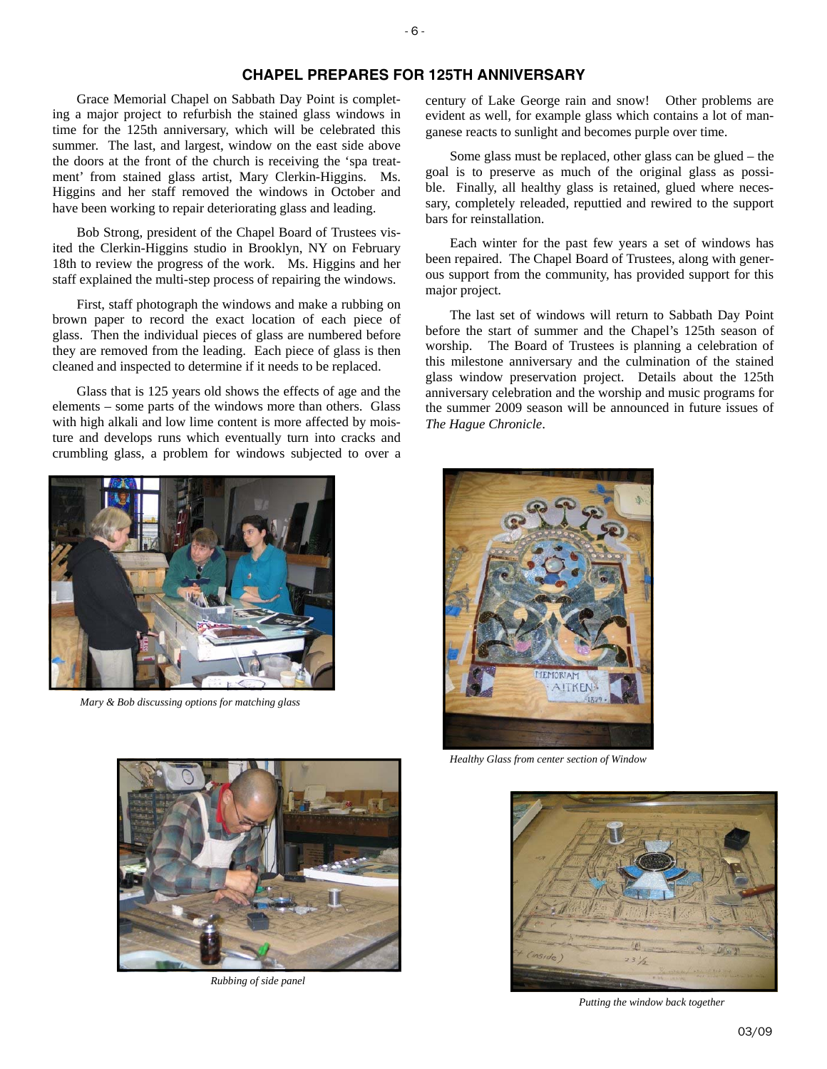## CHAPEL PREPARES FOR 125TH ANNIVERSARY

Grace Memorial Chapel on Sabbath Day Point is completing a major project to refurbish the stained glass windows in time for the 125th anniversary, which will be celebrated this summer. The last, and largest, window on the east side above the doors at the front of the church is receiving the 'spa treatment' from stained glass artist, Mary Clerkin-Higgins. Ms. Higgins and her staff removed the windows in October and have been working to repair deteriorating glass and leading.

Bob Strong, president of the Chapel Board of Trustees visited the Clerkin-Higgins studio in Brooklyn, NY on February 18th to review the progress of the work. Ms. Higgins and her staff explained the multi-step process of repairing the windows.

First, staff photograph the windows and make a rubbing on brown paper to record the exact location of each piece of glass. Then the individual pieces of glass are numbered before they are removed from the leading. Each piece of glass is then cleaned and inspected to determine if it needs to be replaced.

Glass that is 125 years old shows the effects of age and the elements – some parts of the windows more than others. Glass with high alkali and low lime content is more affected by moisture and develops runs which eventually turn into cracks and crumbling glass, a problem for windows subjected to over a century of Lake George rain and snow! Other problems are evident as well, for example glass which contains a lot of manganese reacts to sunlight and becomes purple over time.

Some glass must be replaced, other glass can be glued – the goal is to preserve as much of the original glass as possible. Finally, all healthy glass is retained, glued where necessary, completely releaded, reputtied and rewired to the support bars for reinstallation.

Each winter for the past few years a set of windows has been repaired. The Chapel Board of Trustees, along with generous support from the community, has provided support for this major project.

The last set of windows will return to Sabbath Day Point before the start of summer and the Chapel's 125th season of worship. The Board of Trustees is planning a celebration of this milestone anniversary and the culmination of the stained glass window preservation project. Details about the 125th anniversary celebration and the worship and music programs for the summer 2009 season will be announced in future issues of *The Hague Chronicle*.

*Mary & Bob discussing options for matching glass*

*Healthy Glass from center section of Window*

*Rubbing of side panel*

*Putting the window back together*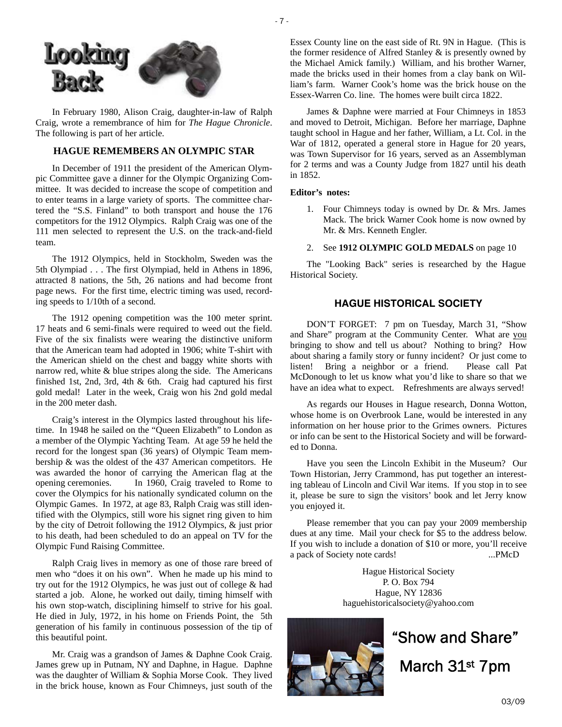# Looking Back

In February 1980, Alison Craig, daughter-in-law of Ralph Craig, wrote a remembrance of him for *The Hague Chronicle*. The following is part of her article.

## HAGUE REMEMBERS AN OLYMPIC STAR

In December of 1911 the president of the American Olympic Committee gave a dinner for the Olympic Organizing Committee. It was decided to increase the scope of competition and to enter teams in a large variety of sports. The committee chartered the "S.S. Finland" to both transport and house the 176 competitors for the 1912 Olympics. Ralph Craig was one of the 111 men selected to represent the U.S. on the track-and-field team.

The 1912 Olympics, held in Stockholm, Sweden was the 5th Olympiad . . . The first Olympiad, held in Athens in 1896, attracted 8 nations, the 5th, 26 nations and had become front page news. For the first time, electric timing was used, recording speeds to 1/10th of a second.

The 1912 opening competition was the 100 meter sprint. 17 heats and 6 semi-finals were required to weed out the field. Five of the six finalists were wearing the distinctive uniform that the American team had adopted in 1906; white T-shirt with the American shield on the chest and baggy white shorts with narrow red, white & blue stripes along the side. The Americans finished 1st, 2nd, 3rd, 4th & 6th. Craig had captured his first gold medal! Later in the week, Craig won his 2nd gold medal in the 200 meter dash.

Craig's interest in the Olympics lasted throughout his lifetime. In 1948 he sailed on the "Queen Elizabeth" to London as a member of the Olympic Yachting Team. At age 59 he held the record for the longest span (36 years) of Olympic Team membership & was the oldest of the 437 American competitors. He was awarded the honor of carrying the American flag at the opening ceremonies. In 1960, Craig traveled to Rome to cover the Olympics for his nationally syndicated column on the Olympic Games. In 1972, at age 83, Ralph Craig was still identified with the Olympics, still wore his signet ring given to him by the city of Detroit following the 1912 Olympics, & just prior to his death, had been scheduled to do an appeal on TV for the Olympic Fund Raising Committee.

Ralph Craig lives in memory as one of those rare breed of men who "does it on his own". When he made up his mind to try out for the 1912 Olympics, he was just out of college & had started a job. Alone, he worked out daily, timing himself with his own stop-watch, disciplining himself to strive for his goal. He died in July, 1972, in his home on Friends Point, the 5th generation of his family in continuous possession of the tip of this beautiful point.

Mr. Craig was a grandson of James & Daphne Cook Craig. James grew up in Putnam, NY and Daphne, in Hague. Daphne was the daughter of William & Sophia Morse Cook. They lived in the brick house, known as Four Chimneys, just south of the Essex County line on the east side of Rt. 9N in Hague. (This is the former residence of Alfred Stanley & is presently owned by the Michael Amick family.) William, and his brother Warner, made the bricks used in their homes from a clay bank on William's farm. Warner Cook's home was the brick house on the Essex-Warren Co. line. The homes were built circa 1822.

James & Daphne were married at Four Chimneys in 1853 and moved to Detroit, Michigan. Before her marriage, Daphne taught school in Hague and her father, William, a Lt. Col. in the War of 1812, operated a general store in Hague for 20 years, was Town Supervisor for 16 years, served as an Assemblyman for 2 terms and was a County Judge from 1827 until his death in 1852.

**Editor's notes:**

1. Four Chimneys today is owned by Dr. & Mrs. James Mack. The brick Warner Cook home is now owned by Mr. & Mrs. Kenneth Engler.
2. See **1912 OLYMPIC GOLD MEDALS** on page 10

The "Looking Back" series is researched by the Hague Historical Society.

## HAGUE HISTORICAL SOCIETY

DON'T FORGET: 7 pm on Tuesday, March 31, "Show and Share" program at the Community Center. What are you bringing to show and tell us about? Nothing to bring? How about sharing a family story or funny incident? Or just come to listen! Bring a neighbor or a friend. Please call Pat McDonough to let us know what you'd like to share so that we have an idea what to expect. Refreshments are always served!

As regards our Houses in Hague research, Donna Wotton, whose home is on Overbrook Lane, would be interested in any information on her house prior to the Grimes owners. Pictures or info can be sent to the Historical Society and will be forwarded to Donna.

Have you seen the Lincoln Exhibit in the Museum? Our Town Historian, Jerry Crammond, has put together an interesting tableau of Lincoln and Civil War items. If you stop in to see it, please be sure to sign the visitors' book and let Jerry know you enjoyed it.

Please remember that you can pay your 2009 membership dues at any time. Mail your check for $5 to the address below. If you wish to include a donation of $10 or more, you'll receive a pack of Society note cards! ...PMcD

Hague Historical Society
P. O. Box 794
Hague, NY 12836
haguehistoricalsociety@yahoo.com

"Show and Share"

March 31st 7pm

03/09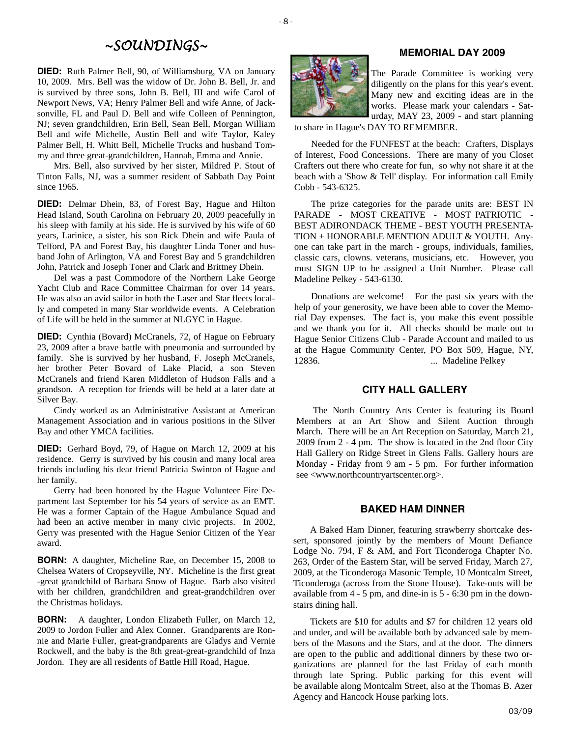# ~SOUNDINGS~

**DIED:** Ruth Palmer Bell, 90, of Williamsburg, VA on January 10, 2009. Mrs. Bell was the widow of Dr. John B. Bell, Jr. and is survived by three sons, John B. Bell, III and wife Carol of Newport News, VA; Henry Palmer Bell and wife Anne, of Jacksonville, FL and Paul D. Bell and wife Colleen of Pennington, NJ; seven grandchildren, Erin Bell, Sean Bell, Morgan William Bell and wife Michelle, Austin Bell and wife Taylor, Kaley Palmer Bell, H. Whitt Bell, Michelle Trucks and husband Tommy and three great-grandchildren, Hannah, Emma and Annie.

Mrs. Bell, also survived by her sister, Mildred P. Stout of Tinton Falls, NJ, was a summer resident of Sabbath Day Point since 1965.

**DIED:** Delmar Dhein, 83, of Forest Bay, Hague and Hilton Head Island, South Carolina on February 20, 2009 peacefully in his sleep with family at his side. He is survived by his wife of 60 years, Larinice, a sister, his son Rick Dhein and wife Paula of Telford, PA and Forest Bay, his daughter Linda Toner and husband John of Arlington, VA and Forest Bay and 5 grandchildren John, Patrick and Joseph Toner and Clark and Brittney Dhein.

Del was a past Commodore of the Northern Lake George Yacht Club and Race Committee Chairman for over 14 years. He was also an avid sailor in both the Laser and Star fleets locally and competed in many Star worldwide events. A Celebration of Life will be held in the summer at NLGYC in Hague.

**DIED:** Cynthia (Bovard) McCranels, 72, of Hague on February 23, 2009 after a brave battle with pneumonia and surrounded by family. She is survived by her husband, F. Joseph McCranels, her brother Peter Bovard of Lake Placid, a son Steven McCranels and friend Karen Middleton of Hudson Falls and a grandson. A reception for friends will be held at a later date at Silver Bay.

Cindy worked as an Administrative Assistant at American Management Association and in various positions in the Silver Bay and other YMCA facilities.

**DIED:** Gerhard Boyd, 79, of Hague on March 12, 2009 at his residence. Gerry is survived by his cousin and many local area friends including his dear friend Patricia Swinton of Hague and her family.

Gerry had been honored by the Hague Volunteer Fire Department last September for his 54 years of service as an EMT. He was a former Captain of the Hague Ambulance Squad and had been an active member in many civic projects. In 2002, Gerry was presented with the Hague Senior Citizen of the Year award.

**BORN:** A daughter, Micheline Rae, on December 15, 2008 to Chelsea Waters of Cropseyville, NY. Micheline is the first great-great grandchild of Barbara Snow of Hague. Barb also visited with her children, grandchildren and great-grandchildren over the Christmas holidays.

**BORN:** A daughter, London Elizabeth Fuller, on March 12, 2009 to Jordon Fuller and Alex Conner. Grandparents are Ronnie and Marie Fuller, great-grandparents are Gladys and Vernie Rockwell, and the baby is the 8th great-great-grandchild of Inza Jordon. They are all residents of Battle Hill Road, Hague.

## MEMORIAL DAY 2009

The Parade Committee is working very diligently on the plans for this year's event. Many new and exciting ideas are in the works. Please mark your calendars - Saturday, MAY 23, 2009 - and start planning to share in Hague's DAY TO REMEMBER.

Needed for the FUNFEST at the beach: Crafters, Displays of Interest, Food Concessions. There are many of you Closet Crafters out there who create for fun, so why not share it at the beach with a 'Show & Tell' display. For information call Emily Cobb - 543-6325.

The prize categories for the parade units are: BEST IN PARADE - MOST CREATIVE - MOST PATRIOTIC - BEST ADIRONDACK THEME - BEST YOUTH PRESENTATION + HONORABLE MENTION ADULT & YOUTH. Anyone can take part in the march - groups, individuals, families, classic cars, clowns. veterans, musicians, etc. However, you must SIGN UP to be assigned a Unit Number. Please call Madeline Pelkey - 543-6130.

Donations are welcome! For the past six years with the help of your generosity, we have been able to cover the Memorial Day expenses. The fact is, you make this event possible and we thank you for it. All checks should be made out to Hague Senior Citizens Club - Parade Account and mailed to us at the Hague Community Center, PO Box 509, Hague, NY, 12836. ... Madeline Pelkey

## CITY HALL GALLERY

The North Country Arts Center is featuring its Board Members at an Art Show and Silent Auction through March. There will be an Art Reception on Saturday, March 21, 2009 from 2 - 4 pm. The show is located in the 2nd floor City Hall Gallery on Ridge Street in Glens Falls. Gallery hours are Monday - Friday from 9 am - 5 pm. For further information see <www.northcountryartscenter.org>.

## BAKED HAM DINNER

A Baked Ham Dinner, featuring strawberry shortcake dessert, sponsored jointly by the members of Mount Defiance Lodge No. 794, F & AM, and Fort Ticonderoga Chapter No. 263, Order of the Eastern Star, will be served Friday, March 27, 2009, at the Ticonderoga Masonic Temple, 10 Montcalm Street, Ticonderoga (across from the Stone House). Take-outs will be available from 4 - 5 pm, and dine-in is 5 - 6:30 pm in the downstairs dining hall.

Tickets are $10 for adults and $7 for children 12 years old and under, and will be available both by advanced sale by members of the Masons and the Stars, and at the door. The dinners are open to the public and additional dinners by these two organizations are planned for the last Friday of each month through late Spring. Public parking for this event will be available along Montcalm Street, also at the Thomas B. Azer Agency and Hancock House parking lots.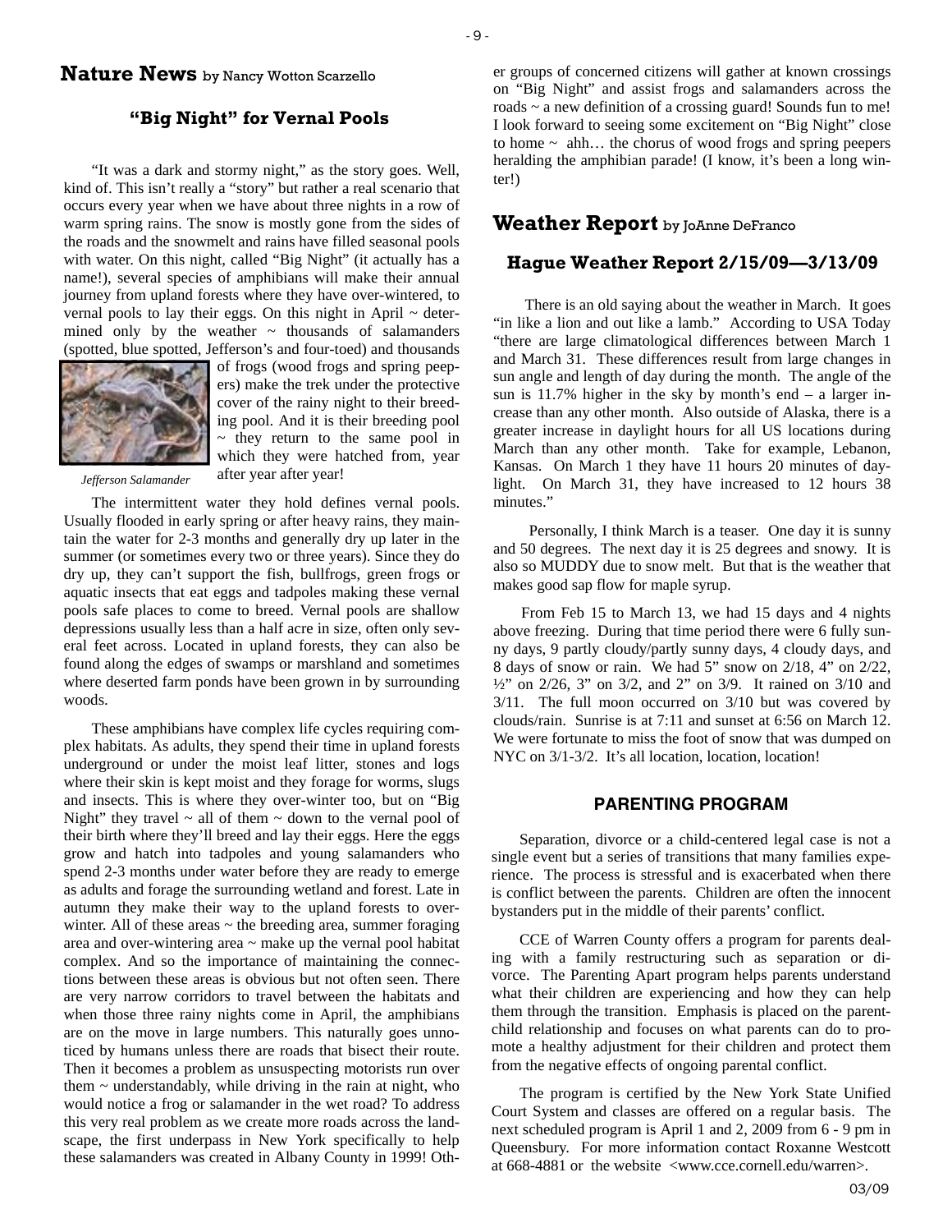## Nature News by Nancy Wotton Scarzello

### "Big Night" for Vernal Pools

"It was a dark and stormy night," as the story goes. Well, kind of. This isn't really a "story" but rather a real scenario that occurs every year when we have about three nights in a row of warm spring rains. The snow is mostly gone from the sides of the roads and the snowmelt and rains have filled seasonal pools with water. On this night, called "Big Night" (it actually has a name!), several species of amphibians will make their annual journey from upland forests where they have over-wintered, to vernal pools to lay their eggs. On this night in April ~ determined only by the weather ~ thousands of salamanders (spotted, blue spotted, Jefferson's and four-toed) and thousands of frogs (wood frogs and spring peepers) make the trek under the protective cover of the rainy night to their breeding pool. And it is their breeding pool ~ they return to the same pool in which they were hatched from, year after year after year!

*Jefferson Salamander*

The intermittent water they hold defines vernal pools. Usually flooded in early spring or after heavy rains, they maintain the water for 2-3 months and generally dry up later in the summer (or sometimes every two or three years). Since they do dry up, they can't support the fish, bullfrogs, green frogs or aquatic insects that eat eggs and tadpoles making these vernal pools safe places to come to breed. Vernal pools are shallow depressions usually less than a half acre in size, often only several feet across. Located in upland forests, they can also be found along the edges of swamps or marshland and sometimes where deserted farm ponds have been grown in by surrounding woods.

These amphibians have complex life cycles requiring complex habitats. As adults, they spend their time in upland forests underground or under the moist leaf litter, stones and logs where their skin is kept moist and they forage for worms, slugs and insects. This is where they over-winter too, but on "Big Night" they travel ~ all of them ~ down to the vernal pool of their birth where they'll breed and lay their eggs. Here the eggs grow and hatch into tadpoles and young salamanders who spend 2-3 months under water before they are ready to emerge as adults and forage the surrounding wetland and forest. Late in autumn they make their way to the upland forests to over-winter. All of these areas ~ the breeding area, summer foraging area and over-wintering area ~ make up the vernal pool habitat complex. And so the importance of maintaining the connections between these areas is obvious but not often seen. There are very narrow corridors to travel between the habitats and when those three rainy nights come in April, the amphibians are on the move in large numbers. This naturally goes unnoticed by humans unless there are roads that bisect their route. Then it becomes a problem as unsuspecting motorists run over them ~ understandably, while driving in the rain at night, who would notice a frog or salamander in the wet road? To address this very real problem as we create more roads across the landscape, the first underpass in New York specifically to help these salamanders was created in Albany County in 1999! Other groups of concerned citizens will gather at known crossings on "Big Night" and assist frogs and salamanders across the roads ~ a new definition of a crossing guard! Sounds fun to me! I look forward to seeing some excitement on "Big Night" close to home ~ ahh… the chorus of wood frogs and spring peepers heralding the amphibian parade! (I know, it's been a long winter!)

## Weather Report by JoAnne DeFranco

### Hague Weather Report 2/15/09—3/13/09

There is an old saying about the weather in March. It goes "in like a lion and out like a lamb." According to USA Today "there are large climatological differences between March 1 and March 31. These differences result from large changes in sun angle and length of day during the month. The angle of the sun is 11.7% higher in the sky by month's end – a larger increase than any other month. Also outside of Alaska, there is a greater increase in daylight hours for all US locations during March than any other month. Take for example, Lebanon, Kansas. On March 1 they have 11 hours 20 minutes of daylight. On March 31, they have increased to 12 hours 38 minutes."

Personally, I think March is a teaser. One day it is sunny and 50 degrees. The next day it is 25 degrees and snowy. It is also so MUDDY due to snow melt. But that is the weather that makes good sap flow for maple syrup.

From Feb 15 to March 13, we had 15 days and 4 nights above freezing. During that time period there were 6 fully sunny days, 9 partly cloudy/partly sunny days, 4 cloudy days, and 8 days of snow or rain. We had 5" snow on 2/18, 4" on 2/22, ½" on 2/26, 3" on 3/2, and 2" on 3/9. It rained on 3/10 and 3/11. The full moon occurred on 3/10 but was covered by clouds/rain. Sunrise is at 7:11 and sunset at 6:56 on March 12. We were fortunate to miss the foot of snow that was dumped on NYC on 3/1-3/2. It's all location, location, location!

### PARENTING PROGRAM

Separation, divorce or a child-centered legal case is not a single event but a series of transitions that many families experience. The process is stressful and is exacerbated when there is conflict between the parents. Children are often the innocent bystanders put in the middle of their parents' conflict.

CCE of Warren County offers a program for parents dealing with a family restructuring such as separation or divorce. The Parenting Apart program helps parents understand what their children are experiencing and how they can help them through the transition. Emphasis is placed on the parent-child relationship and focuses on what parents can do to promote a healthy adjustment for their children and protect them from the negative effects of ongoing parental conflict.

The program is certified by the New York State Unified Court System and classes are offered on a regular basis. The next scheduled program is April 1 and 2, 2009 from 6 - 9 pm in Queensbury. For more information contact Roxanne Westcott at 668-4881 or the website <www.cce.cornell.edu/warren>.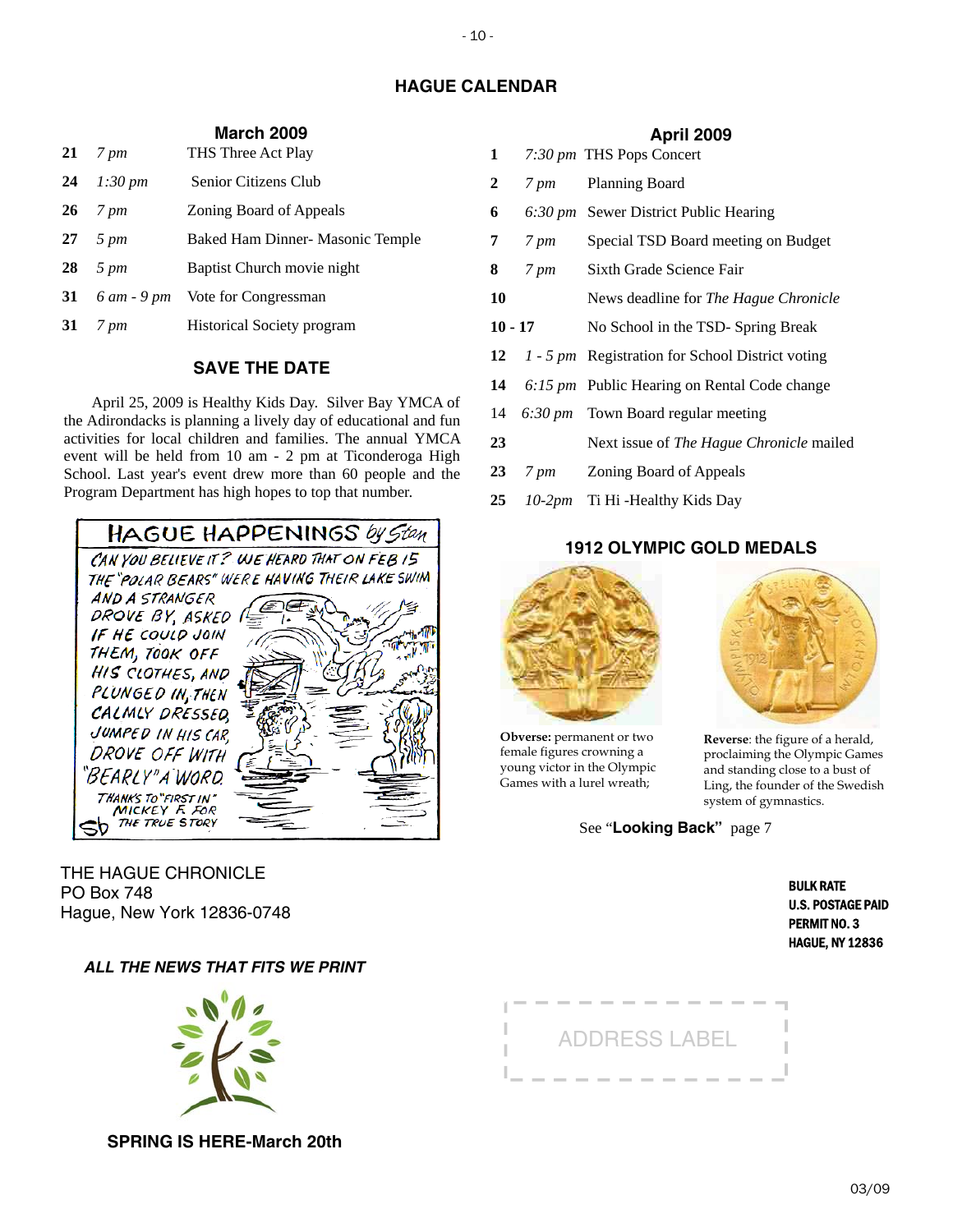# HAGUE CALENDAR

## March 2009

| | | |
|---|---|---|
| **21** | *7 pm* | THS Three Act Play |
| **24** | *1:30 pm* | Senior Citizens Club |
| **26** | *7 pm* | Zoning Board of Appeals |
| **27** | *5 pm* | Baked Ham Dinner- Masonic Temple |
| **28** | *5 pm* | Baptist Church movie night |
| **31** | *6 am - 9 pm* | Vote for Congressman |
| **31** | *7 pm* | Historical Society program |

## SAVE THE DATE

April 25, 2009 is Healthy Kids Day. Silver Bay YMCA of the Adirondacks is planning a lively day of educational and fun activities for local children and families. The annual YMCA event will be held from 10 am - 2 pm at Ticonderoga High School. Last year's event drew more than 60 people and the Program Department has high hopes to top that number.

HAGUE HAPPENINGS by Stan

CAN YOU BELIEVE IT? WE HEARD THAT ON FEB 15 THE "POLAR BEARS" WERE HAVING THEIR LAKE SWIM AND A STRANGER DROVE BY, ASKED IF HE COULD JOIN THEM, TOOK OFF HIS CLOTHES, AND PLUNGED IN, THEN CALMLY DRESSED, JUMPED IN HIS CAR, DROVE OFF WITH "BEARLY" A WORD.

THANKS TO "FIRST IN" MICKEY F. FOR THE TRUE STORY

## April 2009

| | | |
|---|---|---|
| **1** | *7:30 pm* | THS Pops Concert |
| **2** | *7 pm* | Planning Board |
| **6** | *6:30 pm* | Sewer District Public Hearing |
| **7** | *7 pm* | Special TSD Board meeting on Budget |
| **8** | *7 pm* | Sixth Grade Science Fair |
| **10** | | News deadline for *The Hague Chronicle* |
| **10 - 17** | | No School in the TSD- Spring Break |
| **12** | *1 - 5 pm* | Registration for School District voting |
| **14** | *6:15 pm* | Public Hearing on Rental Code change |
| 14 | *6:30 pm* | Town Board regular meeting |
| **23** | | Next issue of *The Hague Chronicle* mailed |
| **23** | *7 pm* | Zoning Board of Appeals |
| **25** | *10-2pm* | Ti Hi -Healthy Kids Day |

## 1912 OLYMPIC GOLD MEDALS

**Obverse:** permanent or two female figures crowning a young victor in the Olympic Games with a lurel wreath;

**Reverse**: the figure of a herald, proclaiming the Olympic Games and standing close to a bust of Ling, the founder of the Swedish system of gymnastics.

See "**Looking Back**" page 7

THE HAGUE CHRONICLE
PO Box 748
Hague, New York 12836-0748

***ALL THE NEWS THAT FITS WE PRINT***

**SPRING IS HERE-March 20th**

**BULK RATE**
**U.S. POSTAGE PAID**
**PERMIT NO. 3**
**HAGUE, NY 12836**

ADDRESS LABEL

03/09